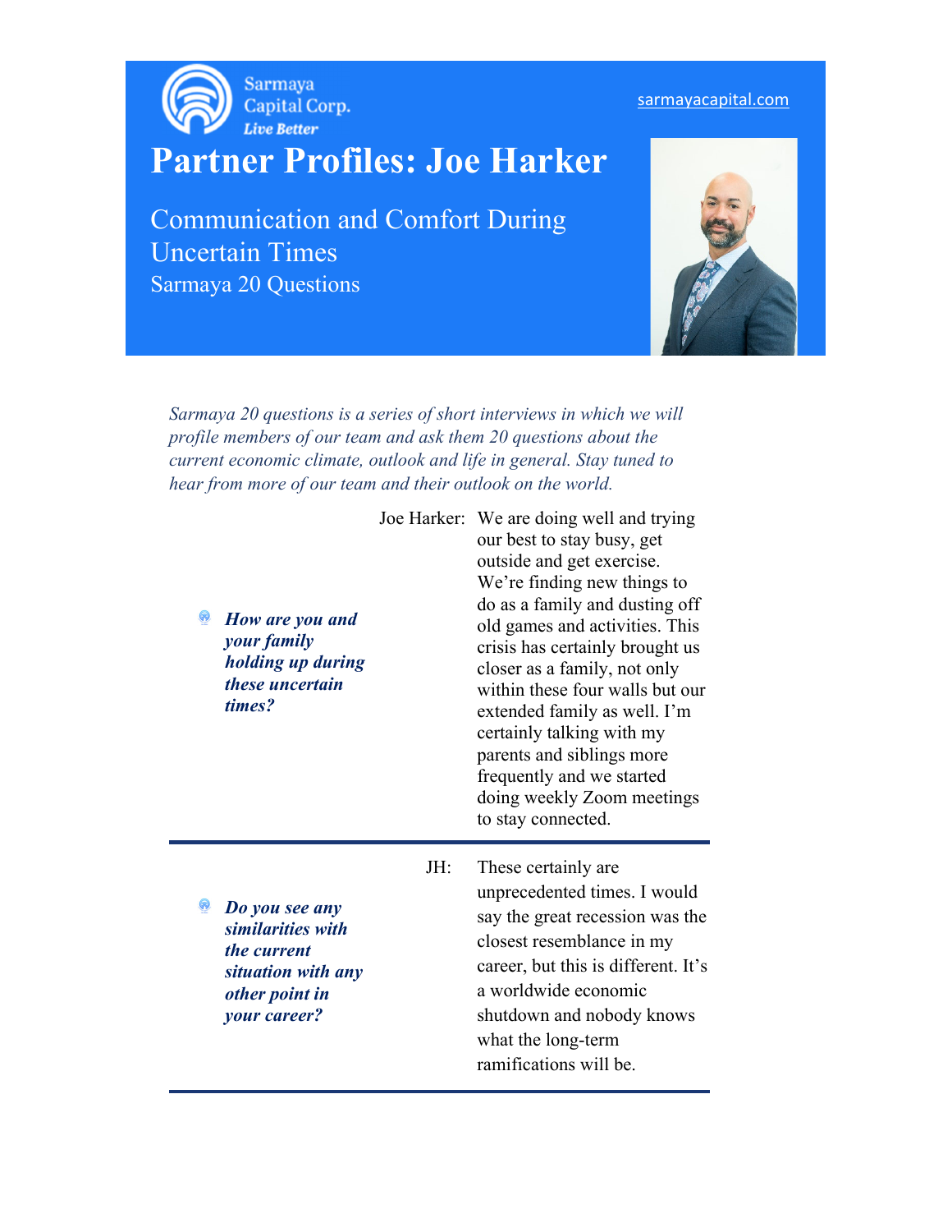Sarmaya Capital Corp.
*Live Better*

sarmayacapital.com

# Partner Profiles: Joe Harker

## Communication and Comfort During Uncertain Times

### Sarmaya 20 Questions

*Sarmaya 20 questions is a series of short interviews in which we will profile members of our team and ask them 20 questions about the current economic climate, outlook and life in general. Stay tuned to hear from more of our team and their outlook on the world.*

***How are you and your family holding up during these uncertain times?***

Joe Harker: We are doing well and trying our best to stay busy, get outside and get exercise. We're finding new things to do as a family and dusting off old games and activities. This crisis has certainly brought us closer as a family, not only within these four walls but our extended family as well. I'm certainly talking with my parents and siblings more frequently and we started doing weekly Zoom meetings to stay connected.

---

***Do you see any similarities with the current situation with any other point in your career?***

JH: These certainly are unprecedented times. I would say the great recession was the closest resemblance in my career, but this is different. It's a worldwide economic shutdown and nobody knows what the long-term ramifications will be.

---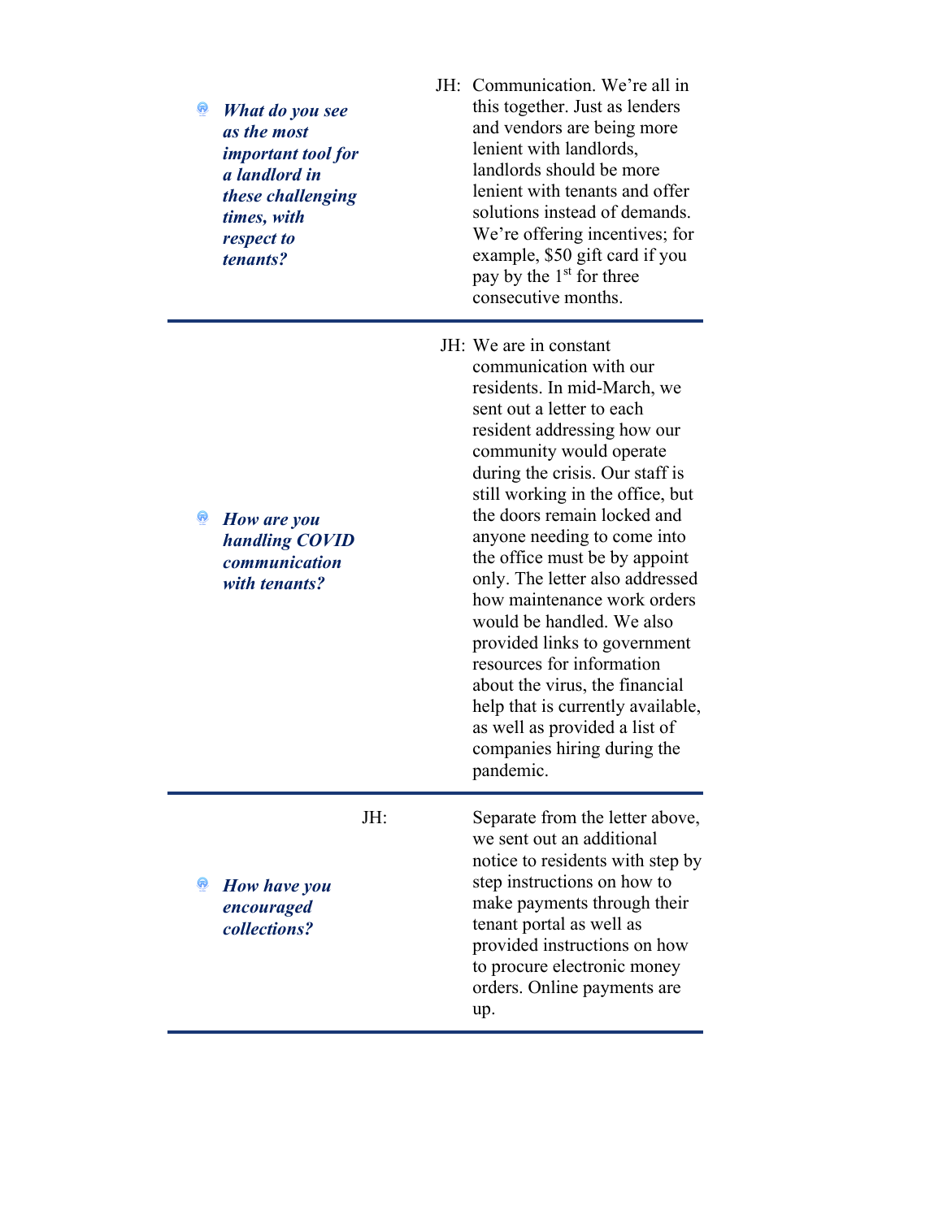***What do you see as the most important tool for a landlord in these challenging times, with respect to tenants?***

JH: Communication. We're all in this together. Just as lenders and vendors are being more lenient with landlords, landlords should be more lenient with tenants and offer solutions instead of demands. We're offering incentives; for example, $50 gift card if you pay by the 1st for three consecutive months.

---

***How are you handling COVID communication with tenants?***

JH: We are in constant communication with our residents. In mid-March, we sent out a letter to each resident addressing how our community would operate during the crisis. Our staff is still working in the office, but the doors remain locked and anyone needing to come into the office must be by appoint only. The letter also addressed how maintenance work orders would be handled. We also provided links to government resources for information about the virus, the financial help that is currently available, as well as provided a list of companies hiring during the pandemic.

---

***How have you encouraged collections?***

JH: Separate from the letter above, we sent out an additional notice to residents with step by step instructions on how to make payments through their tenant portal as well as provided instructions on how to procure electronic money orders. Online payments are up.

---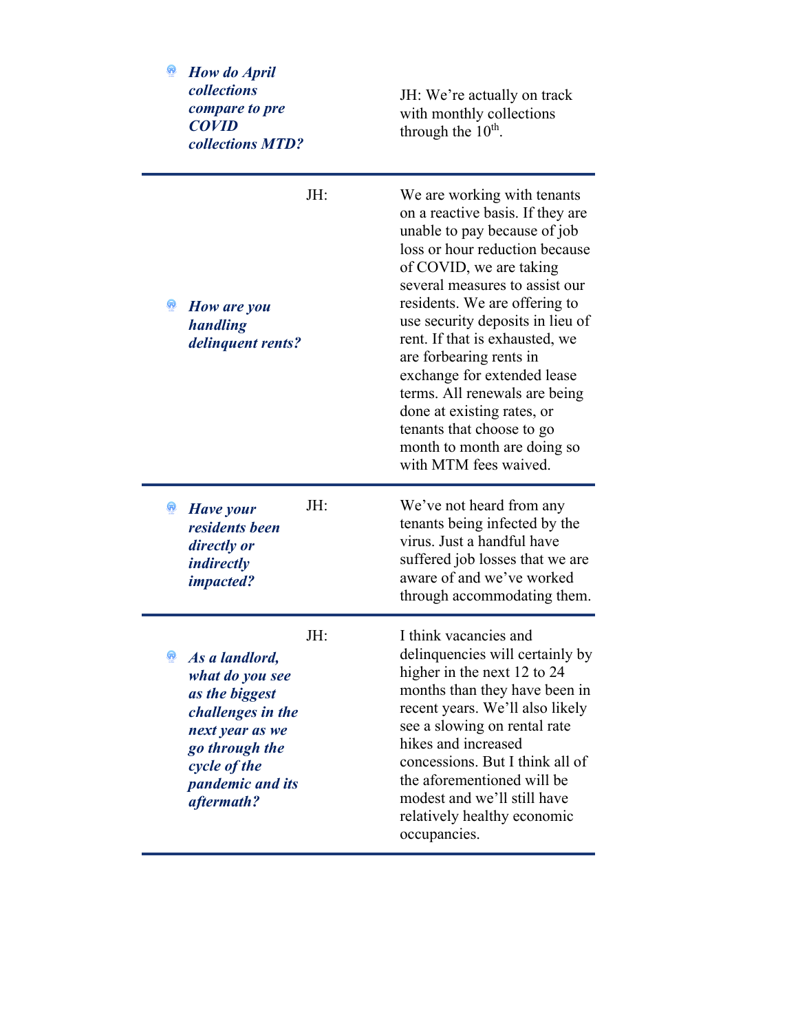| Question | | Answer |
|---|---|---|
| ***How do April collections compare to pre COVID collections MTD?*** | | JH: We're actually on track with monthly collections through the 10th. |
| ***How are you handling delinquent rents?*** | JH: | We are working with tenants on a reactive basis. If they are unable to pay because of job loss or hour reduction because of COVID, we are taking several measures to assist our residents. We are offering to use security deposits in lieu of rent. If that is exhausted, we are forbearing rents in exchange for extended lease terms. All renewals are being done at existing rates, or tenants that choose to go month to month are doing so with MTM fees waived. |
| ***Have your residents been directly or indirectly impacted?*** | JH: | We've not heard from any tenants being infected by the virus. Just a handful have suffered job losses that we are aware of and we've worked through accommodating them. |
| ***As a landlord, what do you see as the biggest challenges in the next year as we go through the cycle of the pandemic and its aftermath?*** | JH: | I think vacancies and delinquencies will certainly by higher in the next 12 to 24 months than they have been in recent years. We'll also likely see a slowing on rental rate hikes and increased concessions. But I think all of the aforementioned will be modest and we'll still have relatively healthy economic occupancies. |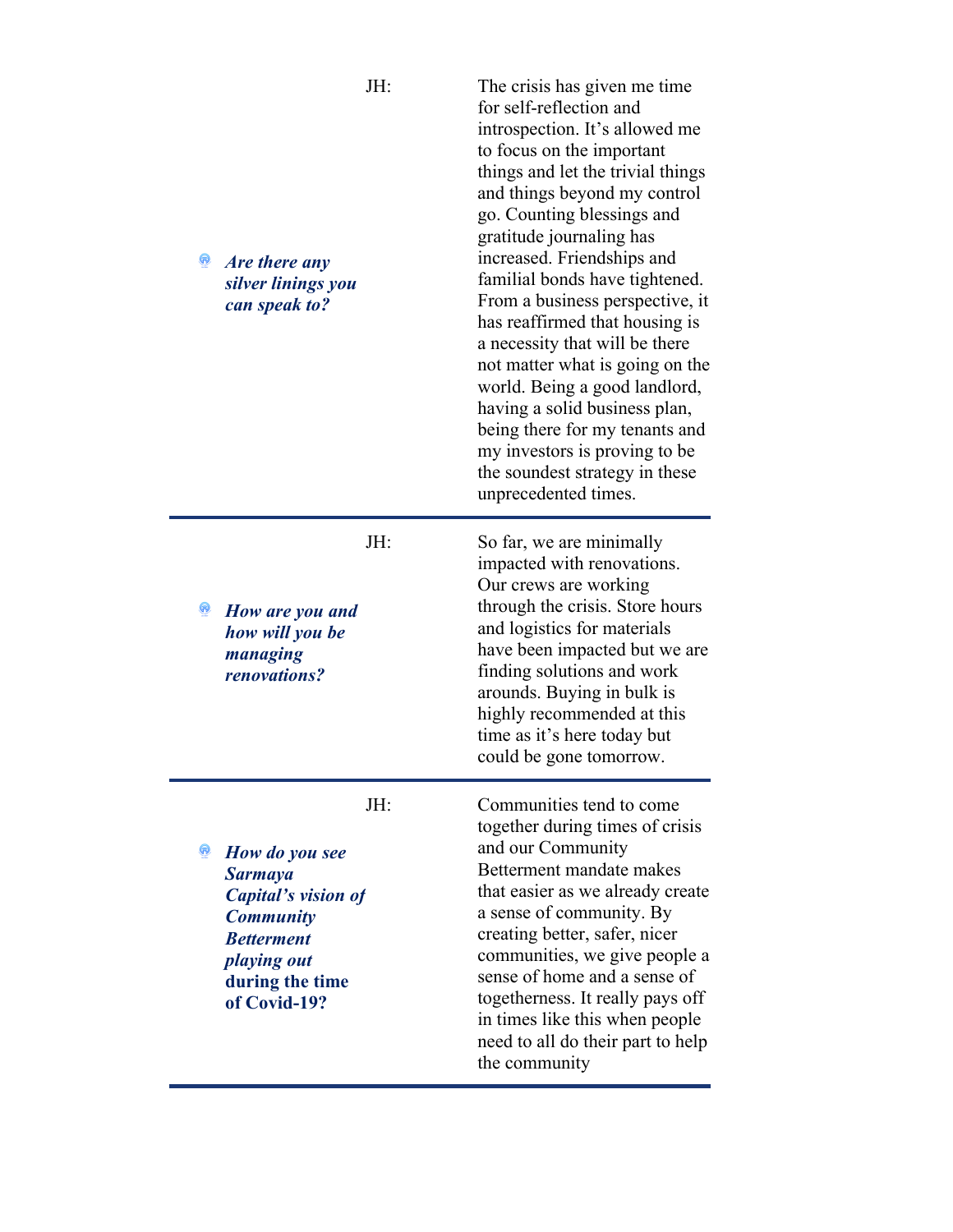| | |
|---|---|
| ***Are there any silver linings you can speak to?*** | JH: The crisis has given me time for self-reflection and introspection. It's allowed me to focus on the important things and let the trivial things and things beyond my control go. Counting blessings and gratitude journaling has increased. Friendships and familial bonds have tightened. From a business perspective, it has reaffirmed that housing is a necessity that will be there not matter what is going on the world. Being a good landlord, having a solid business plan, being there for my tenants and my investors is proving to be the soundest strategy in these unprecedented times. |
| ***How are you and how will you be managing renovations?*** | JH: So far, we are minimally impacted with renovations. Our crews are working through the crisis. Store hours and logistics for materials have been impacted but we are finding solutions and work arounds. Buying in bulk is highly recommended at this time as it's here today but could be gone tomorrow. |
| ***How do you see Sarmaya Capital's vision of Community Betterment playing out*** **during the time of Covid-19?** | JH: Communities tend to come together during times of crisis and our Community Betterment mandate makes that easier as we already create a sense of community. By creating better, safer, nicer communities, we give people a sense of home and a sense of togetherness. It really pays off in times like this when people need to all do their part to help the community |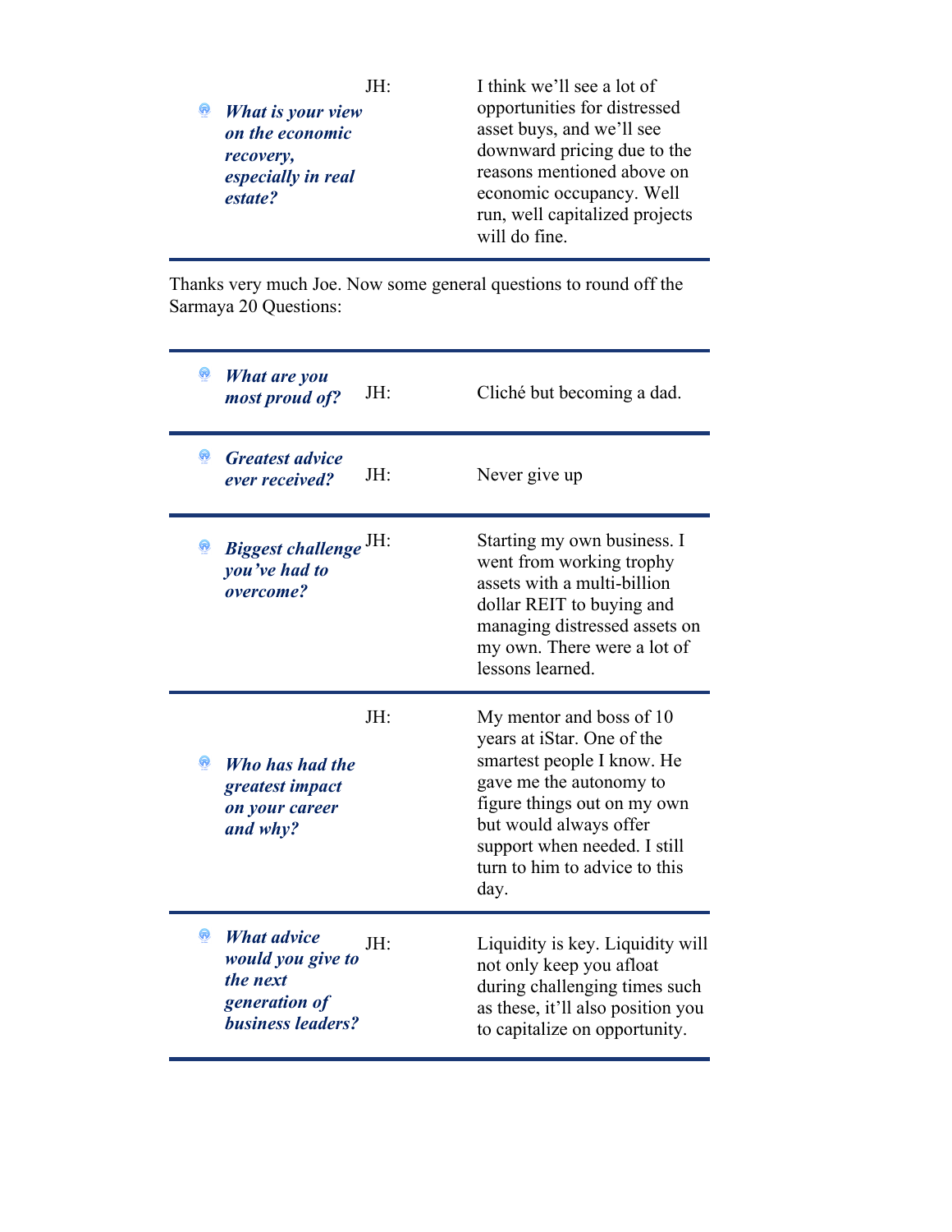| | | |
|---|---|---|
| ***What is your view on the economic recovery, especially in real estate?*** | JH: | I think we'll see a lot of opportunities for distressed asset buys, and we'll see downward pricing due to the reasons mentioned above on economic occupancy. Well run, well capitalized projects will do fine. |

Thanks very much Joe. Now some general questions to round off the Sarmaya 20 Questions:

| | | |
|---|---|---|
| ***What are you most proud of?*** | JH: | Cliché but becoming a dad. |
| ***Greatest advice ever received?*** | JH: | Never give up |
| ***Biggest challenge you've had to overcome?*** | JH: | Starting my own business. I went from working trophy assets with a multi-billion dollar REIT to buying and managing distressed assets on my own. There were a lot of lessons learned. |
| ***Who has had the greatest impact on your career and why?*** | JH: | My mentor and boss of 10 years at iStar. One of the smartest people I know. He gave me the autonomy to figure things out on my own but would always offer support when needed. I still turn to him to advice to this day. |
| ***What advice would you give to the next generation of business leaders?*** | JH: | Liquidity is key. Liquidity will not only keep you afloat during challenging times such as these, it'll also position you to capitalize on opportunity. |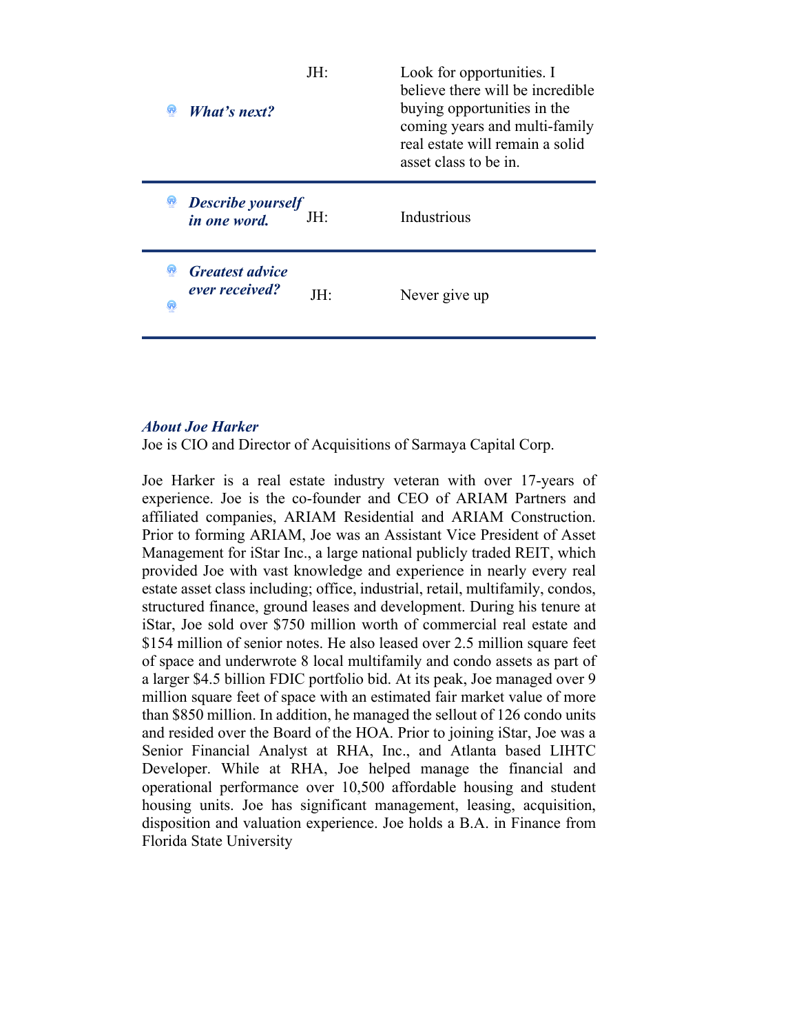| | | |
|---|---|---|
| ***What's next?*** | JH: | Look for opportunities. I believe there will be incredible buying opportunities in the coming years and multi-family real estate will remain a solid asset class to be in. |
| ***Describe yourself in one word.*** | JH: | Industrious |
| ***Greatest advice ever received?*** | JH: | Never give up |

***About Joe Harker***

Joe is CIO and Director of Acquisitions of Sarmaya Capital Corp.

Joe Harker is a real estate industry veteran with over 17-years of experience. Joe is the co-founder and CEO of ARIAM Partners and affiliated companies, ARIAM Residential and ARIAM Construction. Prior to forming ARIAM, Joe was an Assistant Vice President of Asset Management for iStar Inc., a large national publicly traded REIT, which provided Joe with vast knowledge and experience in nearly every real estate asset class including; office, industrial, retail, multifamily, condos, structured finance, ground leases and development. During his tenure at iStar, Joe sold over $750 million worth of commercial real estate and $154 million of senior notes. He also leased over 2.5 million square feet of space and underwrote 8 local multifamily and condo assets as part of a larger $4.5 billion FDIC portfolio bid. At its peak, Joe managed over 9 million square feet of space with an estimated fair market value of more than $850 million. In addition, he managed the sellout of 126 condo units and resided over the Board of the HOA. Prior to joining iStar, Joe was a Senior Financial Analyst at RHA, Inc., and Atlanta based LIHTC Developer. While at RHA, Joe helped manage the financial and operational performance over 10,500 affordable housing and student housing units. Joe has significant management, leasing, acquisition, disposition and valuation experience. Joe holds a B.A. in Finance from Florida State University